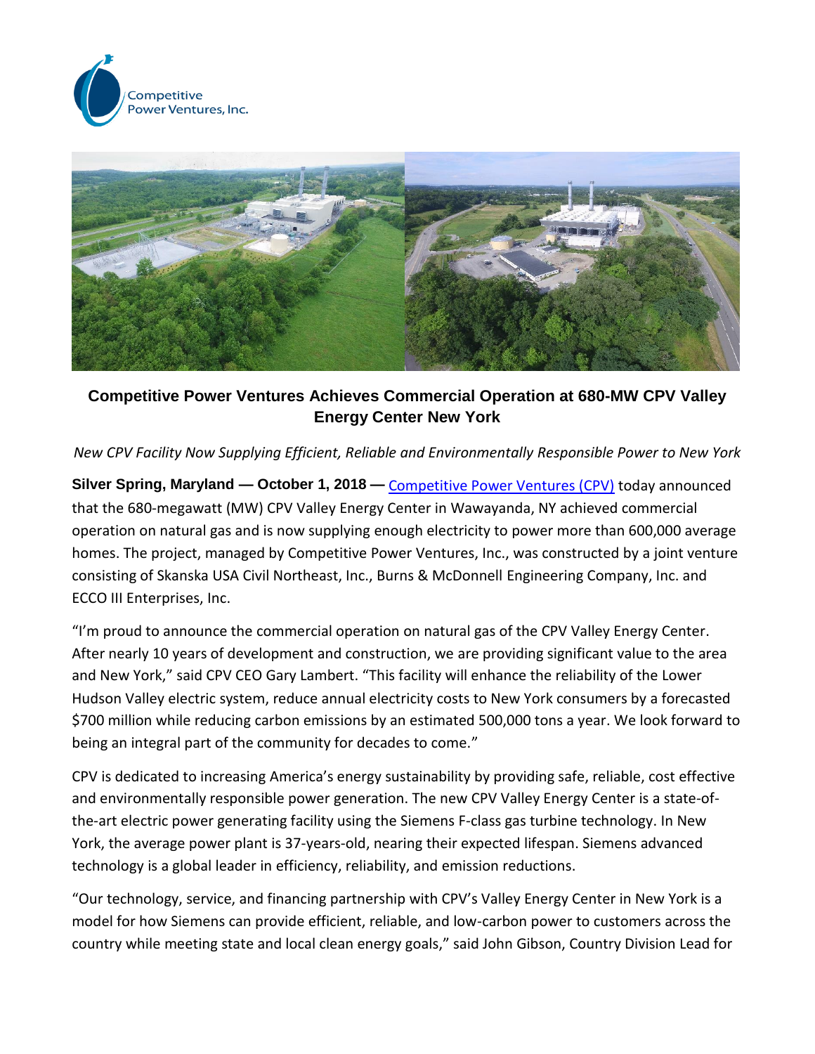Competitive Power Ventures, Inc.

## Competitive Power Ventures Achieves Commercial Operation at 680-MW CPV Valley Energy Center New York

*New CPV Facility Now Supplying Efficient, Reliable and Environmentally Responsible Power to New York*

**Silver Spring, Maryland — October 1, 2018 —** [Competitive Power Ventures (CPV)](Competitive Power Ventures (CPV)) today announced that the 680-megawatt (MW) CPV Valley Energy Center in Wawayanda, NY achieved commercial operation on natural gas and is now supplying enough electricity to power more than 600,000 average homes. The project, managed by Competitive Power Ventures, Inc., was constructed by a joint venture consisting of Skanska USA Civil Northeast, Inc., Burns & McDonnell Engineering Company, Inc. and ECCO III Enterprises, Inc.

"I'm proud to announce the commercial operation on natural gas of the CPV Valley Energy Center. After nearly 10 years of development and construction, we are providing significant value to the area and New York," said CPV CEO Gary Lambert. "This facility will enhance the reliability of the Lower Hudson Valley electric system, reduce annual electricity costs to New York consumers by a forecasted $700 million while reducing carbon emissions by an estimated 500,000 tons a year. We look forward to being an integral part of the community for decades to come."

CPV is dedicated to increasing America's energy sustainability by providing safe, reliable, cost effective and environmentally responsible power generation. The new CPV Valley Energy Center is a state-of-the-art electric power generating facility using the Siemens F-class gas turbine technology. In New York, the average power plant is 37-years-old, nearing their expected lifespan. Siemens advanced technology is a global leader in efficiency, reliability, and emission reductions.

"Our technology, service, and financing partnership with CPV's Valley Energy Center in New York is a model for how Siemens can provide efficient, reliable, and low-carbon power to customers across the country while meeting state and local clean energy goals," said John Gibson, Country Division Lead for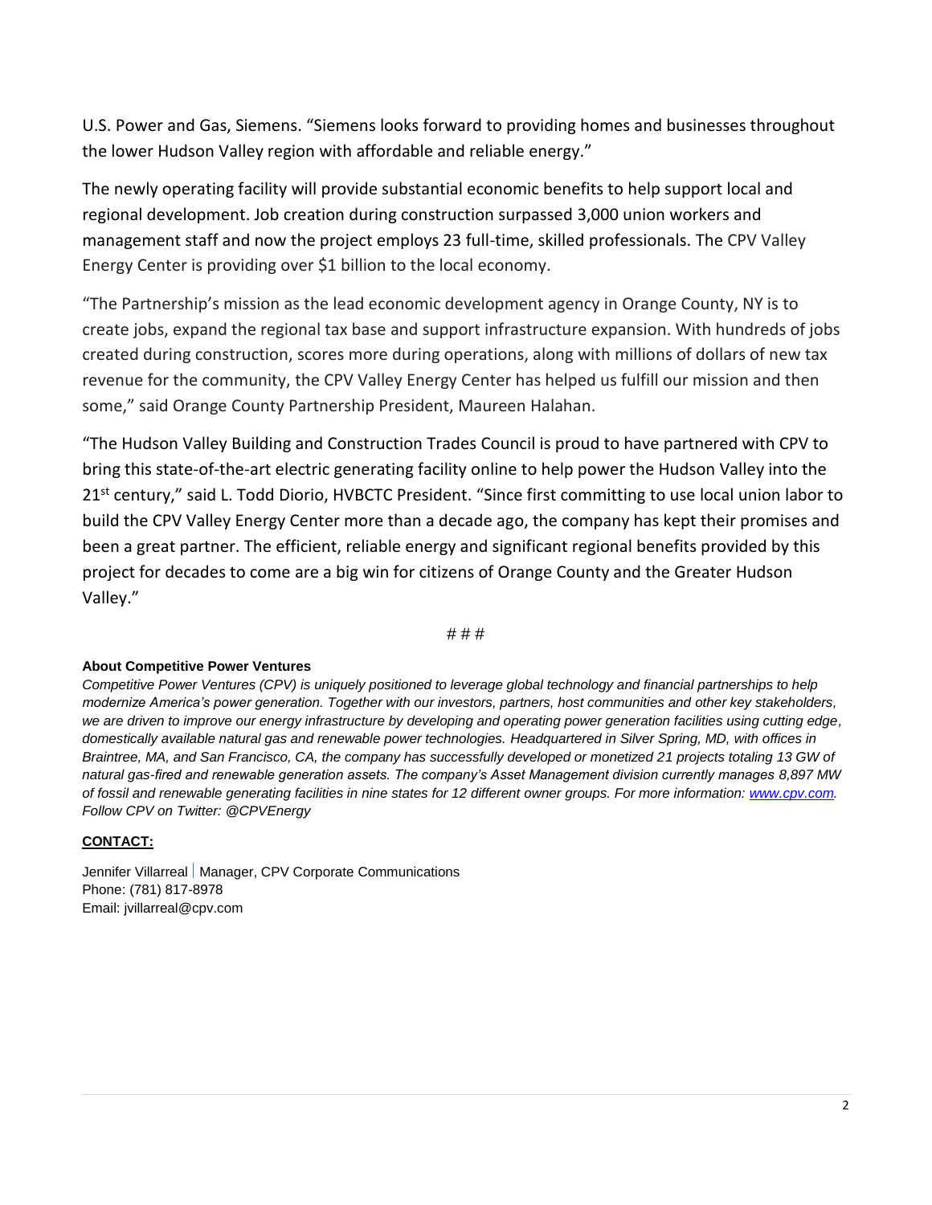U.S. Power and Gas, Siemens. "Siemens looks forward to providing homes and businesses throughout the lower Hudson Valley region with affordable and reliable energy."

The newly operating facility will provide substantial economic benefits to help support local and regional development. Job creation during construction surpassed 3,000 union workers and management staff and now the project employs 23 full-time, skilled professionals. The CPV Valley Energy Center is providing over $1 billion to the local economy.

"The Partnership's mission as the lead economic development agency in Orange County, NY is to create jobs, expand the regional tax base and support infrastructure expansion. With hundreds of jobs created during construction, scores more during operations, along with millions of dollars of new tax revenue for the community, the CPV Valley Energy Center has helped us fulfill our mission and then some," said Orange County Partnership President, Maureen Halahan.

"The Hudson Valley Building and Construction Trades Council is proud to have partnered with CPV to bring this state-of-the-art electric generating facility online to help power the Hudson Valley into the 21st century," said L. Todd Diorio, HVBCTC President. "Since first committing to use local union labor to build the CPV Valley Energy Center more than a decade ago, the company has kept their promises and been a great partner. The efficient, reliable energy and significant regional benefits provided by this project for decades to come are a big win for citizens of Orange County and the Greater Hudson Valley."

# # #

**About Competitive Power Ventures**

*Competitive Power Ventures (CPV) is uniquely positioned to leverage global technology and financial partnerships to help modernize America's power generation. Together with our investors, partners, host communities and other key stakeholders, we are driven to improve our energy infrastructure by developing and operating power generation facilities using cutting edge, domestically available natural gas and renewable power technologies. Headquartered in Silver Spring, MD, with offices in Braintree, MA, and San Francisco, CA, the company has successfully developed or monetized 21 projects totaling 13 GW of natural gas-fired and renewable generation assets. The company's Asset Management division currently manages 8,897 MW of fossil and renewable generating facilities in nine states for 12 different owner groups. For more information: [www.cpv.com](http://www.cpv.com). Follow CPV on Twitter: @CPVEnergy*

**CONTACT:**

Jennifer Villarreal | Manager, CPV Corporate Communications
Phone: (781) 817-8978
Email: jvillarreal@cpv.com